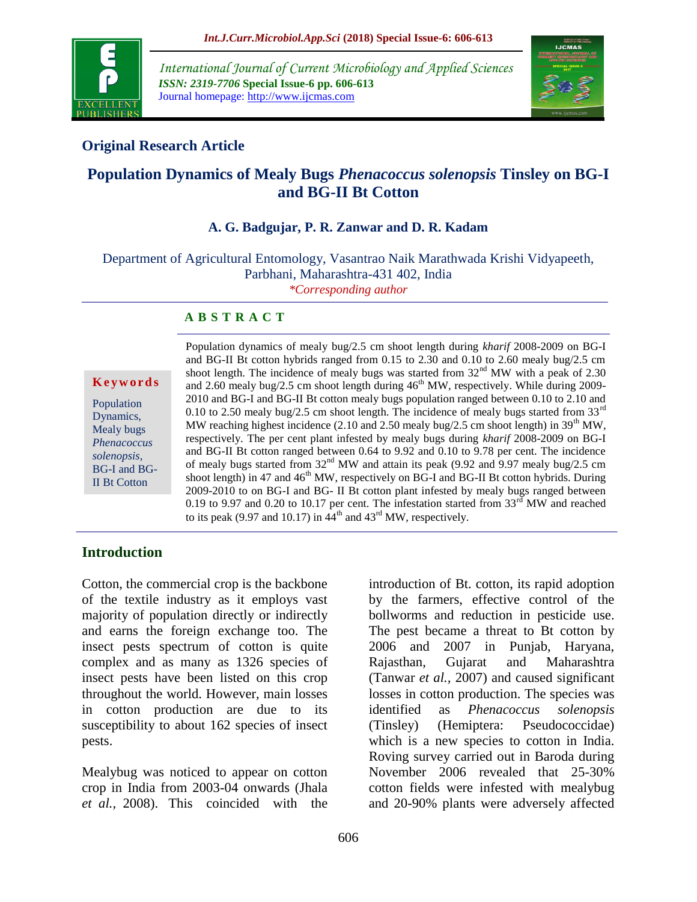## Original Research Article

# Population Dynamics of Mealy Bugs *Phenacoccus solenopsis* Tinsley on BG-I and BG-II Bt Cotton

**A. G. Badgujar, P. R. Zanwar and D. R. Kadam**

Department of Agricultural Entomology, Vasantrao Naik Marathwada Krishi Vidyapeeth, Parbhani, Maharashtra-431 402, India

*\*Corresponding author*

**Keywords**

Population Dynamics, Mealy bugs *Phenacoccus solenopsis*, BG-I and BG-II Bt Cotton

**ABSTRACT**

Population dynamics of mealy bug/2.5 cm shoot length during *kharif* 2008-2009 on BG-I and BG-II Bt cotton hybrids ranged from 0.15 to 2.30 and 0.10 to 2.60 mealy bug/2.5 cm shoot length. The incidence of mealy bugs was started from 32[nd] MW with a peak of 2.30 and 2.60 mealy bug/2.5 cm shoot length during 46[th] MW, respectively. While during 2009-2010 and BG-I and BG-II Bt cotton mealy bugs population ranged between 0.10 to 2.10 and 0.10 to 2.50 mealy bug/2.5 cm shoot length. The incidence of mealy bugs started from 33[rd] MW reaching highest incidence (2.10 and 2.50 mealy bug/2.5 cm shoot length) in 39[th] MW, respectively. The per cent plant infested by mealy bugs during *kharif* 2008-2009 on BG-I and BG-II Bt cotton ranged between 0.64 to 9.92 and 0.10 to 9.78 per cent. The incidence of mealy bugs started from 32[nd] MW and attain its peak (9.92 and 9.97 mealy bug/2.5 cm shoot length) in 47 and 46[th] MW, respectively on BG-I and BG-II Bt cotton hybrids. During 2009-2010 to on BG-I and BG- II Bt cotton plant infested by mealy bugs ranged between 0.19 to 9.97 and 0.20 to 10.17 per cent. The infestation started from 33[rd] MW and reached to its peak (9.97 and 10.17) in 44[th] and 43[rd] MW, respectively.

## Introduction

Cotton, the commercial crop is the backbone of the textile industry as it employs vast majority of population directly or indirectly and earns the foreign exchange too. The insect pests spectrum of cotton is quite complex and as many as 1326 species of insect pests have been listed on this crop throughout the world. However, main losses in cotton production are due to its susceptibility to about 162 species of insect pests.

Mealybug was noticed to appear on cotton crop in India from 2003-04 onwards (Jhala *et al.,* 2008). This coincided with the introduction of Bt. cotton, its rapid adoption by the farmers, effective control of the bollworms and reduction in pesticide use. The pest became a threat to Bt cotton by 2006 and 2007 in Punjab, Haryana, Rajasthan, Gujarat and Maharashtra (Tanwar *et al.,* 2007) and caused significant losses in cotton production. The species was identified as *Phenacoccus solenopsis* (Tinsley) (Hemiptera: Pseudococcidae) which is a new species to cotton in India. Roving survey carried out in Baroda during November 2006 revealed that 25-30% cotton fields were infested with mealybug and 20-90% plants were adversely affected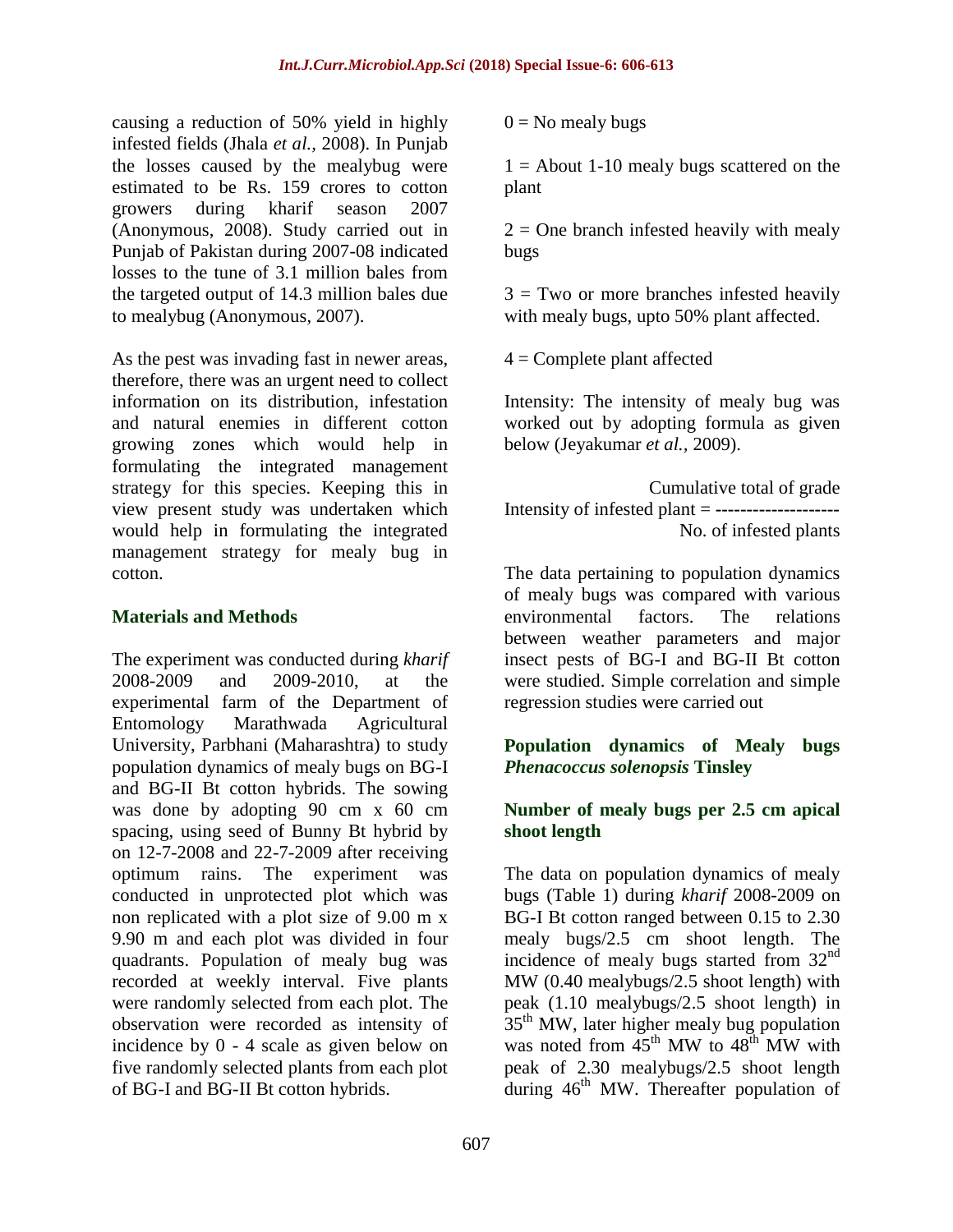causing a reduction of 50% yield in highly infested fields (Jhala *et al.,* 2008). In Punjab the losses caused by the mealybug were estimated to be Rs. 159 crores to cotton growers during kharif season 2007 (Anonymous, 2008). Study carried out in Punjab of Pakistan during 2007-08 indicated losses to the tune of 3.1 million bales from the targeted output of 14.3 million bales due to mealybug (Anonymous, 2007).

As the pest was invading fast in newer areas, therefore, there was an urgent need to collect information on its distribution, infestation and natural enemies in different cotton growing zones which would help in formulating the integrated management strategy for this species. Keeping this in view present study was undertaken which would help in formulating the integrated management strategy for mealy bug in cotton.

## Materials and Methods

The experiment was conducted during *kharif* 2008-2009 and 2009-2010, at the experimental farm of the Department of Entomology Marathwada Agricultural University, Parbhani (Maharashtra) to study population dynamics of mealy bugs on BG-I and BG-II Bt cotton hybrids. The sowing was done by adopting 90 cm x 60 cm spacing, using seed of Bunny Bt hybrid by on 12-7-2008 and 22-7-2009 after receiving optimum rains. The experiment was conducted in unprotected plot which was non replicated with a plot size of 9.00 m x 9.90 m and each plot was divided in four quadrants. Population of mealy bug was recorded at weekly interval. Five plants were randomly selected from each plot. The observation were recorded as intensity of incidence by 0 - 4 scale as given below on five randomly selected plants from each plot of BG-I and BG-II Bt cotton hybrids.

0 = No mealy bugs

1 = About 1-10 mealy bugs scattered on the plant

2 = One branch infested heavily with mealy bugs

3 = Two or more branches infested heavily with mealy bugs, upto 50% plant affected.

4 = Complete plant affected

Intensity: The intensity of mealy bug was worked out by adopting formula as given below (Jeyakumar *et al.,* 2009).

$$\text{Intensity of infested plant} = \frac{\text{Cumulative total of grade}}{\text{No. of infested plants}}$$

The data pertaining to population dynamics of mealy bugs was compared with various environmental factors. The relations between weather parameters and major insect pests of BG-I and BG-II Bt cotton were studied. Simple correlation and simple regression studies were carried out

### Population dynamics of Mealy bugs *Phenacoccus solenopsis* Tinsley

### Number of mealy bugs per 2.5 cm apical shoot length

The data on population dynamics of mealy bugs (Table 1) during *kharif* 2008-2009 on BG-I Bt cotton ranged between 0.15 to 2.30 mealy bugs/2.5 cm shoot length. The incidence of mealy bugs started from 32$^{nd}$ MW (0.40 mealybugs/2.5 shoot length) with peak (1.10 mealybugs/2.5 shoot length) in 35$^{th}$ MW, later higher mealy bug population was noted from 45$^{th}$ MW to 48$^{th}$ MW with peak of 2.30 mealybugs/2.5 shoot length during 46$^{th}$ MW. Thereafter population of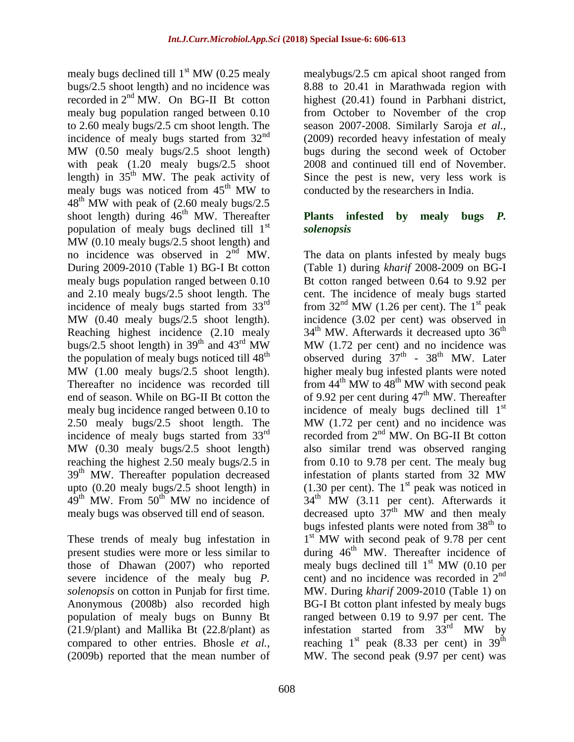mealy bugs declined till 1st MW (0.25 mealy bugs/2.5 shoot length) and no incidence was recorded in 2nd MW. On BG-II Bt cotton mealy bug population ranged between 0.10 to 2.60 mealy bugs/2.5 cm shoot length. The incidence of mealy bugs started from 32nd MW (0.50 mealy bugs/2.5 shoot length) with peak (1.20 mealy bugs/2.5 shoot length) in 35th MW. The peak activity of mealy bugs was noticed from 45th MW to 48th MW with peak of (2.60 mealy bugs/2.5 shoot length) during 46th MW. Thereafter population of mealy bugs declined till 1st MW (0.10 mealy bugs/2.5 shoot length) and no incidence was observed in 2nd MW. During 2009-2010 (Table 1) BG-I Bt cotton mealy bugs population ranged between 0.10 and 2.10 mealy bugs/2.5 shoot length. The incidence of mealy bugs started from 33rd MW (0.40 mealy bugs/2.5 shoot length). Reaching highest incidence (2.10 mealy bugs/2.5 shoot length) in 39th and 43rd MW the population of mealy bugs noticed till 48th MW (1.00 mealy bugs/2.5 shoot length). Thereafter no incidence was recorded till end of season. While on BG-II Bt cotton the mealy bug incidence ranged between 0.10 to 2.50 mealy bugs/2.5 shoot length. The incidence of mealy bugs started from 33rd MW (0.30 mealy bugs/2.5 shoot length) reaching the highest 2.50 mealy bugs/2.5 in 39th MW. Thereafter population decreased upto (0.20 mealy bugs/2.5 shoot length) in 49th MW. From 50th MW no incidence of mealy bugs was observed till end of season.

These trends of mealy bug infestation in present studies were more or less similar to those of Dhawan (2007) who reported severe incidence of the mealy bug *P. solenopsis* on cotton in Punjab for first time. Anonymous (2008b) also recorded high population of mealy bugs on Bunny Bt (21.9/plant) and Mallika Bt (22.8/plant) as compared to other entries. Bhosle *et al.,* (2009b) reported that the mean number of mealybugs/2.5 cm apical shoot ranged from 8.88 to 20.41 in Marathwada region with highest (20.41) found in Parbhani district, from October to November of the crop season 2007-2008. Similarly Saroja *et al.,* (2009) recorded heavy infestation of mealy bugs during the second week of October 2008 and continued till end of November. Since the pest is new, very less work is conducted by the researchers in India.

### Plants infested by mealy bugs *P. solenopsis*

The data on plants infested by mealy bugs (Table 1) during *kharif* 2008-2009 on BG-I Bt cotton ranged between 0.64 to 9.92 per cent. The incidence of mealy bugs started from 32nd MW (1.26 per cent). The 1st peak incidence (3.02 per cent) was observed in 34th MW. Afterwards it decreased upto 36th MW (1.72 per cent) and no incidence was observed during 37th - 38th MW. Later higher mealy bug infested plants were noted from 44th MW to 48th MW with second peak of 9.92 per cent during 47th MW. Thereafter incidence of mealy bugs declined till 1st MW (1.72 per cent) and no incidence was recorded from 2nd MW. On BG-II Bt cotton also similar trend was observed ranging from 0.10 to 9.78 per cent. The mealy bug infestation of plants started from 32 MW (1.30 per cent). The 1st peak was noticed in 34th MW (3.11 per cent). Afterwards it decreased upto 37th MW and then mealy bugs infested plants were noted from 38th to 1st MW with second peak of 9.78 per cent during 46th MW. Thereafter incidence of mealy bugs declined till 1st MW (0.10 per cent) and no incidence was recorded in 2nd MW. During *kharif* 2009-2010 (Table 1) on BG-I Bt cotton plant infested by mealy bugs ranged between 0.19 to 9.97 per cent. The infestation started from 33rd MW by reaching 1st peak (8.33 per cent) in 39th MW. The second peak (9.97 per cent) was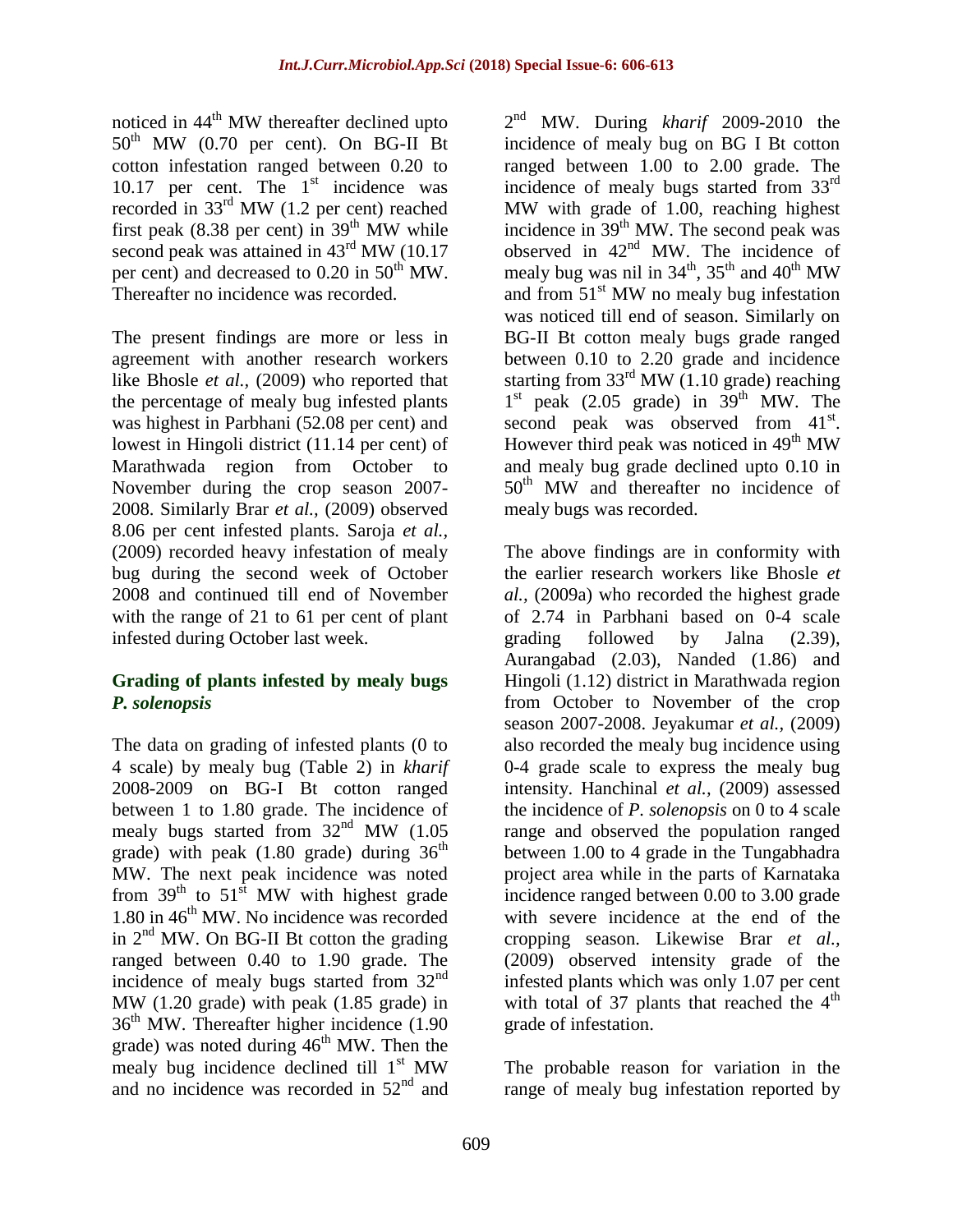noticed in 44th MW thereafter declined upto 50th MW (0.70 per cent). On BG-II Bt cotton infestation ranged between 0.20 to 10.17 per cent. The 1st incidence was recorded in 33rd MW (1.2 per cent) reached first peak (8.38 per cent) in 39th MW while second peak was attained in 43rd MW (10.17 per cent) and decreased to 0.20 in 50th MW. Thereafter no incidence was recorded.

The present findings are more or less in agreement with another research workers like Bhosle *et al.,* (2009) who reported that the percentage of mealy bug infested plants was highest in Parbhani (52.08 per cent) and lowest in Hingoli district (11.14 per cent) of Marathwada region from October to November during the crop season 2007-2008. Similarly Brar *et al.,* (2009) observed 8.06 per cent infested plants. Saroja *et al.,* (2009) recorded heavy infestation of mealy bug during the second week of October 2008 and continued till end of November with the range of 21 to 61 per cent of plant infested during October last week.

### Grading of plants infested by mealy bugs *P. solenopsis*

The data on grading of infested plants (0 to 4 scale) by mealy bug (Table 2) in *kharif* 2008-2009 on BG-I Bt cotton ranged between 1 to 1.80 grade. The incidence of mealy bugs started from 32nd MW (1.05 grade) with peak (1.80 grade) during 36th MW. The next peak incidence was noted from 39th to 51st MW with highest grade 1.80 in 46th MW. No incidence was recorded in 2nd MW. On BG-II Bt cotton the grading ranged between 0.40 to 1.90 grade. The incidence of mealy bugs started from 32nd MW (1.20 grade) with peak (1.85 grade) in 36th MW. Thereafter higher incidence (1.90 grade) was noted during 46th MW. Then the mealy bug incidence declined till 1st MW and no incidence was recorded in 52nd and 2nd MW. During *kharif* 2009-2010 the incidence of mealy bug on BG I Bt cotton ranged between 1.00 to 2.00 grade. The incidence of mealy bugs started from 33rd MW with grade of 1.00, reaching highest incidence in 39th MW. The second peak was observed in 42nd MW. The incidence of mealy bug was nil in 34th, 35th and 40th MW and from 51st MW no mealy bug infestation was noticed till end of season. Similarly on BG-II Bt cotton mealy bugs grade ranged between 0.10 to 2.20 grade and incidence starting from 33rd MW (1.10 grade) reaching 1st peak (2.05 grade) in 39th MW. The second peak was observed from 41st. However third peak was noticed in 49th MW and mealy bug grade declined upto 0.10 in 50th MW and thereafter no incidence of mealy bugs was recorded.

The above findings are in conformity with the earlier research workers like Bhosle *et al.,* (2009a) who recorded the highest grade of 2.74 in Parbhani based on 0-4 scale grading followed by Jalna (2.39), Aurangabad (2.03), Nanded (1.86) and Hingoli (1.12) district in Marathwada region from October to November of the crop season 2007-2008. Jeyakumar *et al.,* (2009) also recorded the mealy bug incidence using 0-4 grade scale to express the mealy bug intensity. Hanchinal *et al.,* (2009) assessed the incidence of *P. solenopsis* on 0 to 4 scale range and observed the population ranged between 1.00 to 4 grade in the Tungabhadra project area while in the parts of Karnataka incidence ranged between 0.00 to 3.00 grade with severe incidence at the end of the cropping season. Likewise Brar *et al.,* (2009) observed intensity grade of the infested plants which was only 1.07 per cent with total of 37 plants that reached the 4th grade of infestation.

The probable reason for variation in the range of mealy bug infestation reported by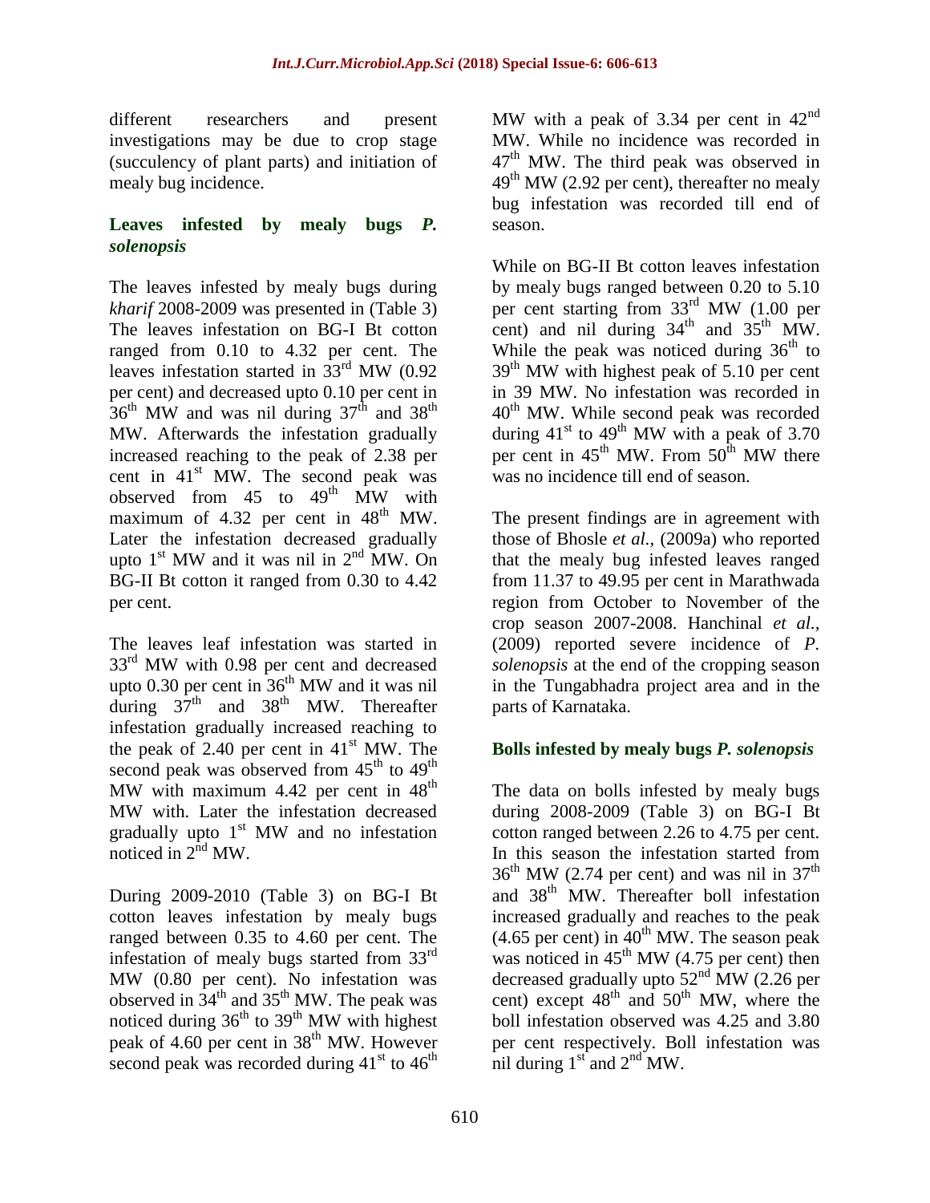different researchers and present investigations may be due to crop stage (succulency of plant parts) and initiation of mealy bug incidence.

### Leaves infested by mealy bugs *P. solenopsis*

The leaves infested by mealy bugs during *kharif* 2008-2009 was presented in (Table 3) The leaves infestation on BG-I Bt cotton ranged from 0.10 to 4.32 per cent. The leaves infestation started in 33rd MW (0.92 per cent) and decreased upto 0.10 per cent in 36th MW and was nil during 37th and 38th MW. Afterwards the infestation gradually increased reaching to the peak of 2.38 per cent in 41st MW. The second peak was observed from 45 to 49th MW with maximum of 4.32 per cent in 48th MW. Later the infestation decreased gradually upto 1st MW and it was nil in 2nd MW. On BG-II Bt cotton it ranged from 0.30 to 4.42 per cent.

The leaves leaf infestation was started in 33rd MW with 0.98 per cent and decreased upto 0.30 per cent in 36th MW and it was nil during 37th and 38th MW. Thereafter infestation gradually increased reaching to the peak of 2.40 per cent in 41st MW. The second peak was observed from 45th to 49th MW with maximum 4.42 per cent in 48th MW with. Later the infestation decreased gradually upto 1st MW and no infestation noticed in 2nd MW.

During 2009-2010 (Table 3) on BG-I Bt cotton leaves infestation by mealy bugs ranged between 0.35 to 4.60 per cent. The infestation of mealy bugs started from 33rd MW (0.80 per cent). No infestation was observed in 34th and 35th MW. The peak was noticed during 36th to 39th MW with highest peak of 4.60 per cent in 38th MW. However second peak was recorded during 41st to 46th MW with a peak of 3.34 per cent in 42nd MW. While no incidence was recorded in 47th MW. The third peak was observed in 49th MW (2.92 per cent), thereafter no mealy bug infestation was recorded till end of season.

While on BG-II Bt cotton leaves infestation by mealy bugs ranged between 0.20 to 5.10 per cent starting from 33rd MW (1.00 per cent) and nil during 34th and 35th MW. While the peak was noticed during 36th to 39th MW with highest peak of 5.10 per cent in 39 MW. No infestation was recorded in 40th MW. While second peak was recorded during 41st to 49th MW with a peak of 3.70 per cent in 45th MW. From 50th MW there was no incidence till end of season.

The present findings are in agreement with those of Bhosle *et al.,* (2009a) who reported that the mealy bug infested leaves ranged from 11.37 to 49.95 per cent in Marathwada region from October to November of the crop season 2007-2008. Hanchinal *et al.,* (2009) reported severe incidence of *P. solenopsis* at the end of the cropping season in the Tungabhadra project area and in the parts of Karnataka.

### Bolls infested by mealy bugs *P. solenopsis*

The data on bolls infested by mealy bugs during 2008-2009 (Table 3) on BG-I Bt cotton ranged between 2.26 to 4.75 per cent. In this season the infestation started from 36th MW (2.74 per cent) and was nil in 37th and 38th MW. Thereafter boll infestation increased gradually and reaches to the peak (4.65 per cent) in 40th MW. The season peak was noticed in 45th MW (4.75 per cent) then decreased gradually upto 52nd MW (2.26 per cent) except 48th and 50th MW, where the boll infestation observed was 4.25 and 3.80 per cent respectively. Boll infestation was nil during 1st and 2nd MW.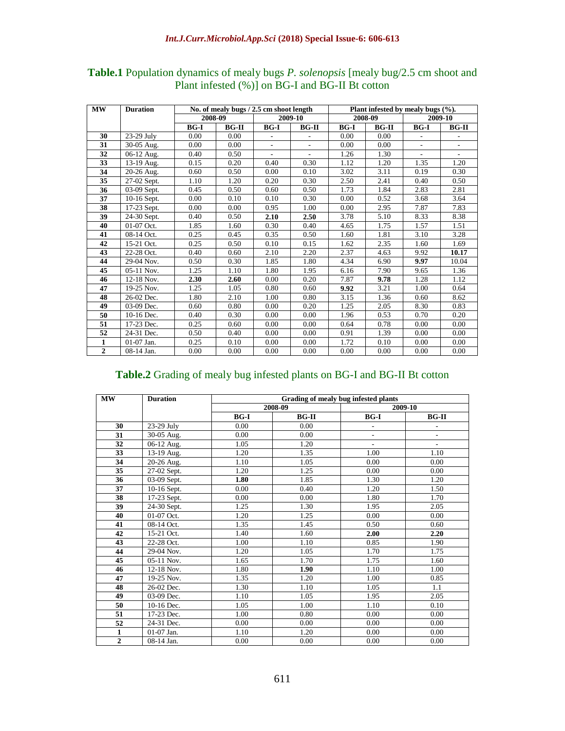**Table.1** Population dynamics of mealy bugs *P. solenopsis* [mealy bug/2.5 cm shoot and Plant infested (%)] on BG-I and BG-II Bt cotton

| MW | Duration | No. of mealy bugs / 2.5 cm shoot length | | | | Plant infested by mealy bugs (%). | | | |
|---|---|---|---|---|---|---|---|---|---|
| | | 2008-09 | | 2009-10 | | 2008-09 | | 2009-10 | |
| | | BG-I | BG-II | BG-I | BG-II | BG-I | BG-II | BG-I | BG-II |
| **30** | 23-29 July | 0.00 | 0.00 | - | - | 0.00 | 0.00 | - | - |
| **31** | 30-05 Aug. | 0.00 | 0.00 | - | - | 0.00 | 0.00 | - | - |
| **32** | 06-12 Aug. | 0.40 | 0.50 | - | - | 1.26 | 1.30 | - | - |
| **33** | 13-19 Aug. | 0.15 | 0.20 | 0.40 | 0.30 | 1.12 | 1.20 | 1.35 | 1.20 |
| **34** | 20-26 Aug. | 0.60 | 0.50 | 0.00 | 0.10 | 3.02 | 3.11 | 0.19 | 0.30 |
| **35** | 27-02 Sept. | 1.10 | 1.20 | 0.20 | 0.30 | 2.50 | 2.41 | 0.40 | 0.50 |
| **36** | 03-09 Sept. | 0.45 | 0.50 | 0.60 | 0.50 | 1.73 | 1.84 | 2.83 | 2.81 |
| **37** | 10-16 Sept. | 0.00 | 0.10 | 0.10 | 0.30 | 0.00 | 0.52 | 3.68 | 3.64 |
| **38** | 17-23 Sept. | 0.00 | 0.00 | 0.95 | 1.00 | 0.00 | 2.95 | 7.87 | 7.83 |
| **39** | 24-30 Sept. | 0.40 | 0.50 | **2.10** | **2.50** | 3.78 | 5.10 | 8.33 | 8.38 |
| **40** | 01-07 Oct. | 1.85 | 1.60 | 0.30 | 0.40 | 4.65 | 1.75 | 1.57 | 1.51 |
| **41** | 08-14 Oct. | 0.25 | 0.45 | 0.35 | 0.50 | 1.60 | 1.81 | 3.10 | 3.28 |
| **42** | 15-21 Oct. | 0.25 | 0.50 | 0.10 | 0.15 | 1.62 | 2.35 | 1.60 | 1.69 |
| **43** | 22-28 Oct. | 0.40 | 0.60 | 2.10 | 2.20 | 2.37 | 4.63 | 9.92 | **10.17** |
| **44** | 29-04 Nov. | 0.50 | 0.30 | 1.85 | 1.80 | 4.34 | 6.90 | **9.97** | 10.04 |
| **45** | 05-11 Nov. | 1.25 | 1.10 | 1.80 | 1.95 | 6.16 | 7.90 | 9.65 | 1.36 |
| **46** | 12-18 Nov. | **2.30** | **2.60** | 0.00 | 0.20 | 7.87 | **9.78** | 1.28 | 1.12 |
| **47** | 19-25 Nov. | 1.25 | 1.05 | 0.80 | 0.60 | **9.92** | 3.21 | 1.00 | 0.64 |
| **48** | 26-02 Dec. | 1.80 | 2.10 | 1.00 | 0.80 | 3.15 | 1.36 | 0.60 | 8.62 |
| **49** | 03-09 Dec. | 0.60 | 0.80 | 0.00 | 0.20 | 1.25 | 2.05 | 8.30 | 0.83 |
| **50** | 10-16 Dec. | 0.40 | 0.30 | 0.00 | 0.00 | 1.96 | 0.53 | 0.70 | 0.20 |
| **51** | 17-23 Dec. | 0.25 | 0.60 | 0.00 | 0.00 | 0.64 | 0.78 | 0.00 | 0.00 |
| **52** | 24-31 Dec. | 0.50 | 0.40 | 0.00 | 0.00 | 0.91 | 1.39 | 0.00 | 0.00 |
| **1** | 01-07 Jan. | 0.25 | 0.10 | 0.00 | 0.00 | 1.72 | 0.10 | 0.00 | 0.00 |
| **2** | 08-14 Jan. | 0.00 | 0.00 | 0.00 | 0.00 | 0.00 | 0.00 | 0.00 | 0.00 |

**Table.2** Grading of mealy bug infested plants on BG-I and BG-II Bt cotton

| MW | Duration | Grading of mealy bug infested plants | | | |
|---|---|---|---|---|---|
| | | 2008-09 | | 2009-10 | |
| | | BG-I | BG-II | BG-I | BG-II |
| **30** | 23-29 July | 0.00 | 0.00 | - | - |
| **31** | 30-05 Aug. | 0.00 | 0.00 | - | - |
| **32** | 06-12 Aug. | 1.05 | 1.20 | - | - |
| **33** | 13-19 Aug. | 1.20 | 1.35 | 1.00 | 1.10 |
| **34** | 20-26 Aug. | 1.10 | 1.05 | 0.00 | 0.00 |
| **35** | 27-02 Sept. | 1.20 | 1.25 | 0.00 | 0.00 |
| **36** | 03-09 Sept. | **1.80** | 1.85 | 1.30 | 1.20 |
| **37** | 10-16 Sept. | 0.00 | 0.40 | 1.20 | 1.50 |
| **38** | 17-23 Sept. | 0.00 | 0.00 | 1.80 | 1.70 |
| **39** | 24-30 Sept. | 1.25 | 1.30 | 1.95 | 2.05 |
| **40** | 01-07 Oct. | 1.20 | 1.25 | 0.00 | 0.00 |
| **41** | 08-14 Oct. | 1.35 | 1.45 | 0.50 | 0.60 |
| **42** | 15-21 Oct. | 1.40 | 1.60 | **2.00** | **2.20** |
| **43** | 22-28 Oct. | 1.00 | 1.10 | 0.85 | 1.90 |
| **44** | 29-04 Nov. | 1.20 | 1.05 | 1.70 | 1.75 |
| **45** | 05-11 Nov. | 1.65 | 1.70 | 1.75 | 1.60 |
| **46** | 12-18 Nov. | 1.80 | **1.90** | 1.10 | 1.00 |
| **47** | 19-25 Nov. | 1.35 | 1.20 | 1.00 | 0.85 |
| **48** | 26-02 Dec. | 1.30 | 1.10 | 1.05 | 1.1 |
| **49** | 03-09 Dec. | 1.10 | 1.05 | 1.95 | 2.05 |
| **50** | 10-16 Dec. | 1.05 | 1.00 | 1.10 | 0.10 |
| **51** | 17-23 Dec. | 1.00 | 0.80 | 0.00 | 0.00 |
| **52** | 24-31 Dec. | 0.00 | 0.00 | 0.00 | 0.00 |
| **1** | 01-07 Jan. | 1.10 | 1.20 | 0.00 | 0.00 |
| **2** | 08-14 Jan. | 0.00 | 0.00 | 0.00 | 0.00 |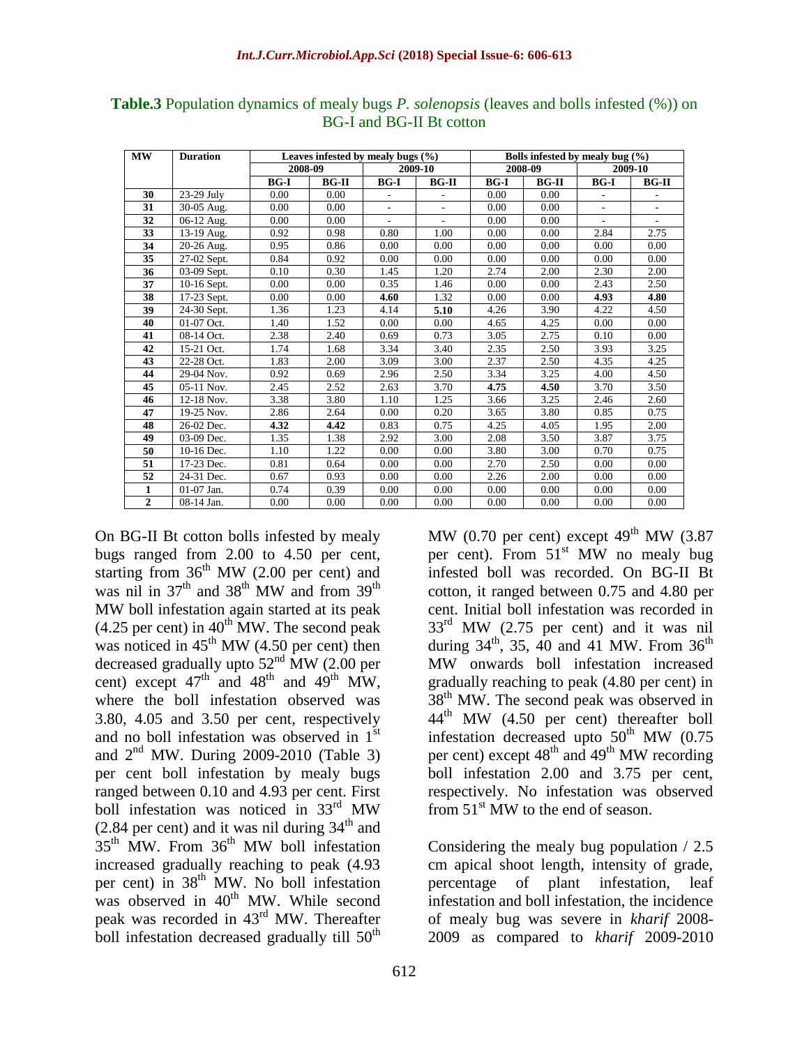**Table.3** Population dynamics of mealy bugs *P. solenopsis* (leaves and bolls infested (%)) on BG-I and BG-II Bt cotton

| MW | Duration | Leaves infested by mealy bugs (%) | | | | Bolls infested by mealy bug (%) | | | |
|---|---|---|---|---|---|---|---|---|---|
| | | 2008-09 | | 2009-10 | | 2008-09 | | 2009-10 | |
| | | BG-I | BG-II | BG-I | BG-II | BG-I | BG-II | BG-I | BG-II |
| **30** | 23-29 July | 0.00 | 0.00 | - | - | 0.00 | 0.00 | - | - |
| **31** | 30-05 Aug. | 0.00 | 0.00 | - | - | 0.00 | 0.00 | - | - |
| **32** | 06-12 Aug. | 0.00 | 0.00 | - | - | 0.00 | 0.00 | - | - |
| **33** | 13-19 Aug. | 0.92 | 0.98 | 0.80 | 1.00 | 0.00 | 0.00 | 2.84 | 2.75 |
| **34** | 20-26 Aug. | 0.95 | 0.86 | 0.00 | 0.00 | 0.00 | 0.00 | 0.00 | 0.00 |
| **35** | 27-02 Sept. | 0.84 | 0.92 | 0.00 | 0.00 | 0.00 | 0.00 | 0.00 | 0.00 |
| **36** | 03-09 Sept. | 0.10 | 0.30 | 1.45 | 1.20 | 2.74 | 2.00 | 2.30 | 2.00 |
| **37** | 10-16 Sept. | 0.00 | 0.00 | 0.35 | 1.46 | 0.00 | 0.00 | 2.43 | 2.50 |
| **38** | 17-23 Sept. | 0.00 | 0.00 | **4.60** | 1.32 | 0.00 | 0.00 | **4.93** | **4.80** |
| **39** | 24-30 Sept. | 1.36 | 1.23 | 4.14 | **5.10** | 4.26 | 3.90 | 4.22 | 4.50 |
| **40** | 01-07 Oct. | 1.40 | 1.52 | 0.00 | 0.00 | 4.65 | 4.25 | 0.00 | 0.00 |
| **41** | 08-14 Oct. | 2.38 | 2.40 | 0.69 | 0.73 | 3.05 | 2.75 | 0.10 | 0.00 |
| **42** | 15-21 Oct. | 1.74 | 1.68 | 3.34 | 3.40 | 2.35 | 2.50 | 3.93 | 3.25 |
| **43** | 22-28 Oct. | 1.83 | 2.00 | 3.09 | 3.00 | 2.37 | 2.50 | 4.35 | 4.25 |
| **44** | 29-04 Nov. | 0.92 | 0.69 | 2.96 | 2.50 | 3.34 | 3.25 | 4.00 | 4.50 |
| **45** | 05-11 Nov. | 2.45 | 2.52 | 2.63 | 3.70 | **4.75** | **4.50** | 3.70 | 3.50 |
| **46** | 12-18 Nov. | 3.38 | 3.80 | 1.10 | 1.25 | 3.66 | 3.25 | 2.46 | 2.60 |
| **47** | 19-25 Nov. | 2.86 | 2.64 | 0.00 | 0.20 | 3.65 | 3.80 | 0.85 | 0.75 |
| **48** | 26-02 Dec. | **4.32** | **4.42** | 0.83 | 0.75 | 4.25 | 4.05 | 1.95 | 2.00 |
| **49** | 03-09 Dec. | 1.35 | 1.38 | 2.92 | 3.00 | 2.08 | 3.50 | 3.87 | 3.75 |
| **50** | 10-16 Dec. | 1.10 | 1.22 | 0.00 | 0.00 | 3.80 | 3.00 | 0.70 | 0.75 |
| **51** | 17-23 Dec. | 0.81 | 0.64 | 0.00 | 0.00 | 2.70 | 2.50 | 0.00 | 0.00 |
| **52** | 24-31 Dec. | 0.67 | 0.93 | 0.00 | 0.00 | 2.26 | 2.00 | 0.00 | 0.00 |
| **1** | 01-07 Jan. | 0.74 | 0.39 | 0.00 | 0.00 | 0.00 | 0.00 | 0.00 | 0.00 |
| **2** | 08-14 Jan. | 0.00 | 0.00 | 0.00 | 0.00 | 0.00 | 0.00 | 0.00 | 0.00 |

On BG-II Bt cotton bolls infested by mealy bugs ranged from 2.00 to 4.50 per cent, starting from 36th MW (2.00 per cent) and was nil in 37th and 38th MW and from 39th MW boll infestation again started at its peak (4.25 per cent) in 40th MW. The second peak was noticed in 45th MW (4.50 per cent) then decreased gradually upto 52nd MW (2.00 per cent) except 47th and 48th and 49th MW, where the boll infestation observed was 3.80, 4.05 and 3.50 per cent, respectively and no boll infestation was observed in 1st and 2nd MW. During 2009-2010 (Table 3) per cent boll infestation by mealy bugs ranged between 0.10 and 4.93 per cent. First boll infestation was noticed in 33rd MW (2.84 per cent) and it was nil during 34th and 35th MW. From 36th MW boll infestation increased gradually reaching to peak (4.93 per cent) in 38th MW. No boll infestation was observed in 40th MW. While second peak was recorded in 43rd MW. Thereafter boll infestation decreased gradually till 50th MW (0.70 per cent) except 49th MW (3.87 per cent). From 51st MW no mealy bug infested boll was recorded. On BG-II Bt cotton, it ranged between 0.75 and 4.80 per cent. Initial boll infestation was recorded in 33rd MW (2.75 per cent) and it was nil during 34th, 35, 40 and 41 MW. From 36th MW onwards boll infestation increased gradually reaching to peak (4.80 per cent) in 38th MW. The second peak was observed in 44th MW (4.50 per cent) thereafter boll infestation decreased upto 50th MW (0.75 per cent) except 48th and 49th MW recording boll infestation 2.00 and 3.75 per cent, respectively. No infestation was observed from 51st MW to the end of season.

Considering the mealy bug population / 2.5 cm apical shoot length, intensity of grade, percentage of plant infestation, leaf infestation and boll infestation, the incidence of mealy bug was severe in *kharif* 2008-2009 as compared to *kharif* 2009-2010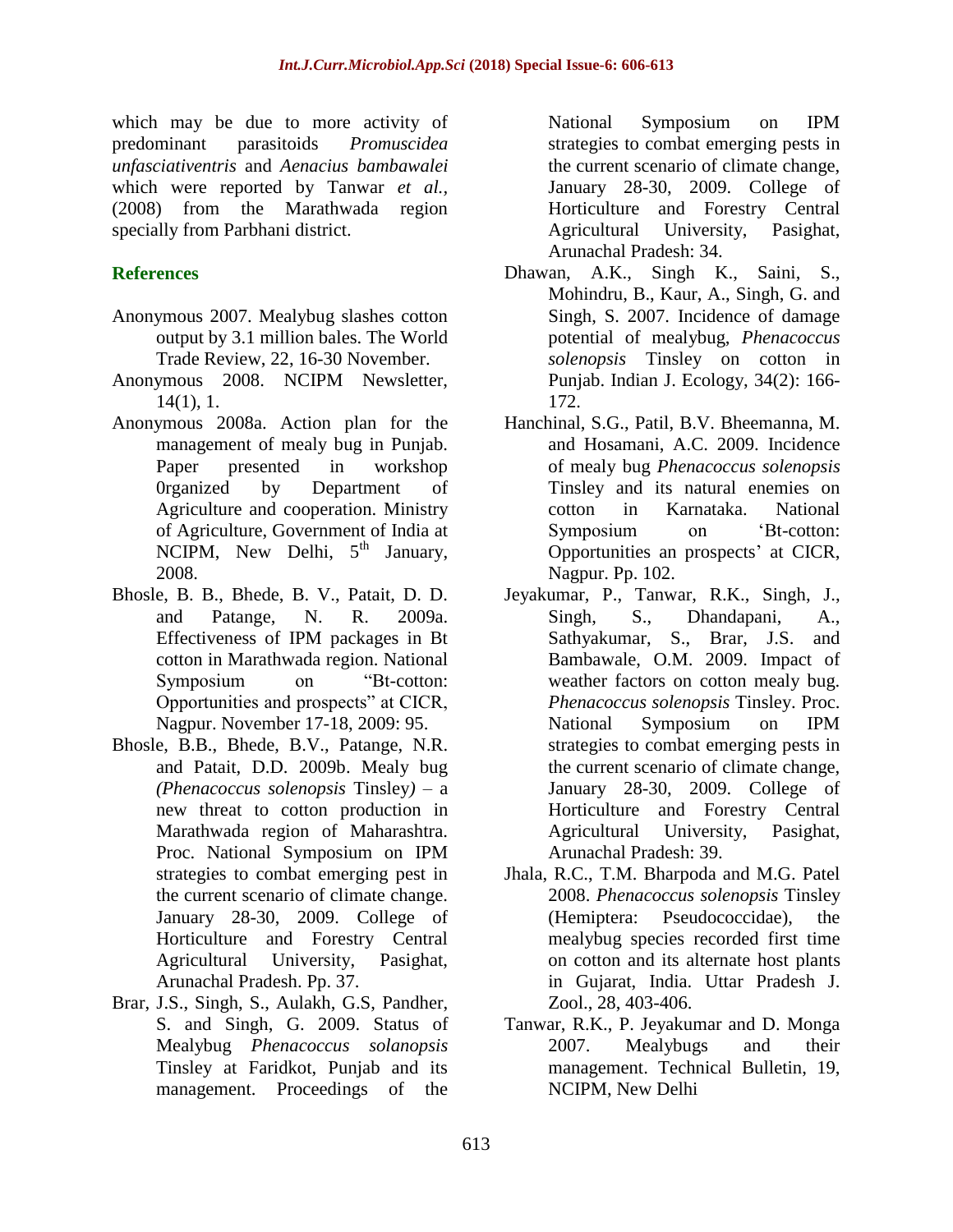which may be due to more activity of predominant parasitoids *Promuscidea unfasciativentris* and *Aenacius bambawalei* which were reported by Tanwar *et al.,* (2008) from the Marathwada region specially from Parbhani district.

## References

Anonymous 2007. Mealybug slashes cotton output by 3.1 million bales. The World Trade Review, 22, 16-30 November.

Anonymous 2008. NCIPM Newsletter, 14(1), 1.

Anonymous 2008a. Action plan for the management of mealy bug in Punjab. Paper presented in workshop 0rganized by Department of Agriculture and cooperation. Ministry of Agriculture, Government of India at NCIPM, New Delhi, 5th January, 2008.

Bhosle, B. B., Bhede, B. V., Patait, D. D. and Patange, N. R. 2009a. Effectiveness of IPM packages in Bt cotton in Marathwada region. National Symposium on "Bt-cotton: Opportunities and prospects" at CICR, Nagpur. November 17-18, 2009: 95.

Bhosle, B.B., Bhede, B.V., Patange, N.R. and Patait, D.D. 2009b. Mealy bug *(Phenacoccus solenopsis* Tinsley*)* – a new threat to cotton production in Marathwada region of Maharashtra. Proc. National Symposium on IPM strategies to combat emerging pest in the current scenario of climate change. January 28-30, 2009. College of Horticulture and Forestry Central Agricultural University, Pasighat, Arunachal Pradesh. Pp. 37.

Brar, J.S., Singh, S., Aulakh, G.S, Pandher, S. and Singh, G. 2009. Status of Mealybug *Phenacoccus solanopsis* Tinsley at Faridkot, Punjab and its management. Proceedings of the National Symposium on IPM strategies to combat emerging pests in the current scenario of climate change, January 28-30, 2009. College of Horticulture and Forestry Central Agricultural University, Pasighat, Arunachal Pradesh: 34.

Dhawan, A.K., Singh K., Saini, S., Mohindru, B., Kaur, A., Singh, G. and Singh, S. 2007. Incidence of damage potential of mealybug, *Phenacoccus solenopsis* Tinsley on cotton in Punjab. Indian J. Ecology, 34(2): 166-172.

Hanchinal, S.G., Patil, B.V. Bheemanna, M. and Hosamani, A.C. 2009. Incidence of mealy bug *Phenacoccus solenopsis* Tinsley and its natural enemies on cotton in Karnataka. National Symposium on 'Bt-cotton: Opportunities an prospects' at CICR, Nagpur. Pp. 102.

Jeyakumar, P., Tanwar, R.K., Singh, J., Singh, S., Dhandapani, A., Sathyakumar, S., Brar, J.S. and Bambawale, O.M. 2009. Impact of weather factors on cotton mealy bug. *Phenacoccus solenopsis* Tinsley. Proc. National Symposium on IPM strategies to combat emerging pests in the current scenario of climate change, January 28-30, 2009. College of Horticulture and Forestry Central Agricultural University, Pasighat, Arunachal Pradesh: 39.

Jhala, R.C., T.M. Bharpoda and M.G. Patel 2008. *Phenacoccus solenopsis* Tinsley (Hemiptera: Pseudococcidae), the mealybug species recorded first time on cotton and its alternate host plants in Gujarat, India. Uttar Pradesh J. Zool., 28, 403-406.

Tanwar, R.K., P. Jeyakumar and D. Monga 2007. Mealybugs and their management. Technical Bulletin, 19, NCIPM, New Delhi